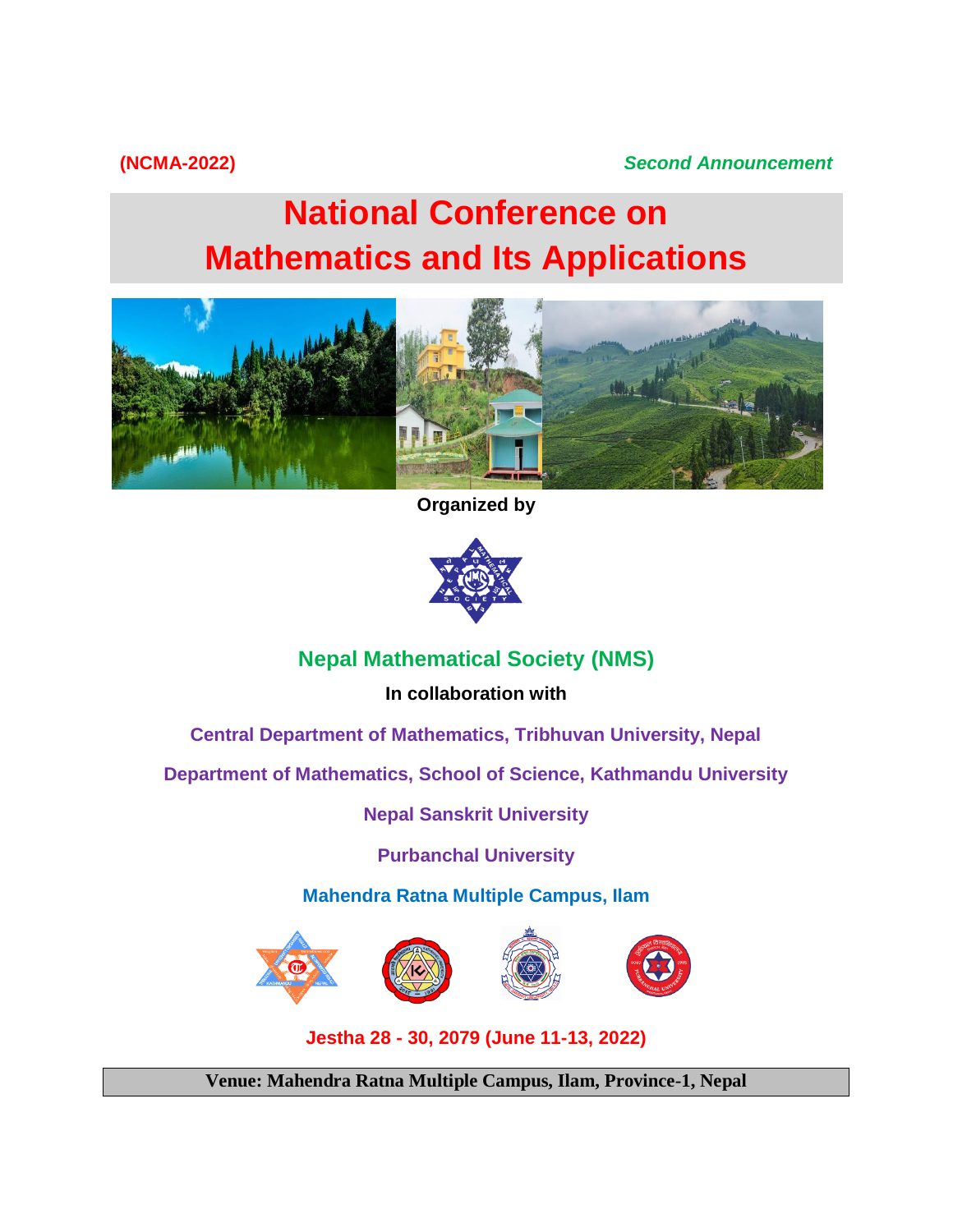**(NCMA-2022)** ***Second Announcement***

# National Conference on Mathematics and Its Applications

**Organized by**

## Nepal Mathematical Society (NMS)

**In collaboration with**

**Central Department of Mathematics, Tribhuvan University, Nepal**

**Department of Mathematics, School of Science, Kathmandu University**

**Nepal Sanskrit University**

**Purbanchal University**

**Mahendra Ratna Multiple Campus, Ilam**

**Jestha 28 - 30, 2079 (June 11-13, 2022)**

**Venue: Mahendra Ratna Multiple Campus, Ilam, Province-1, Nepal**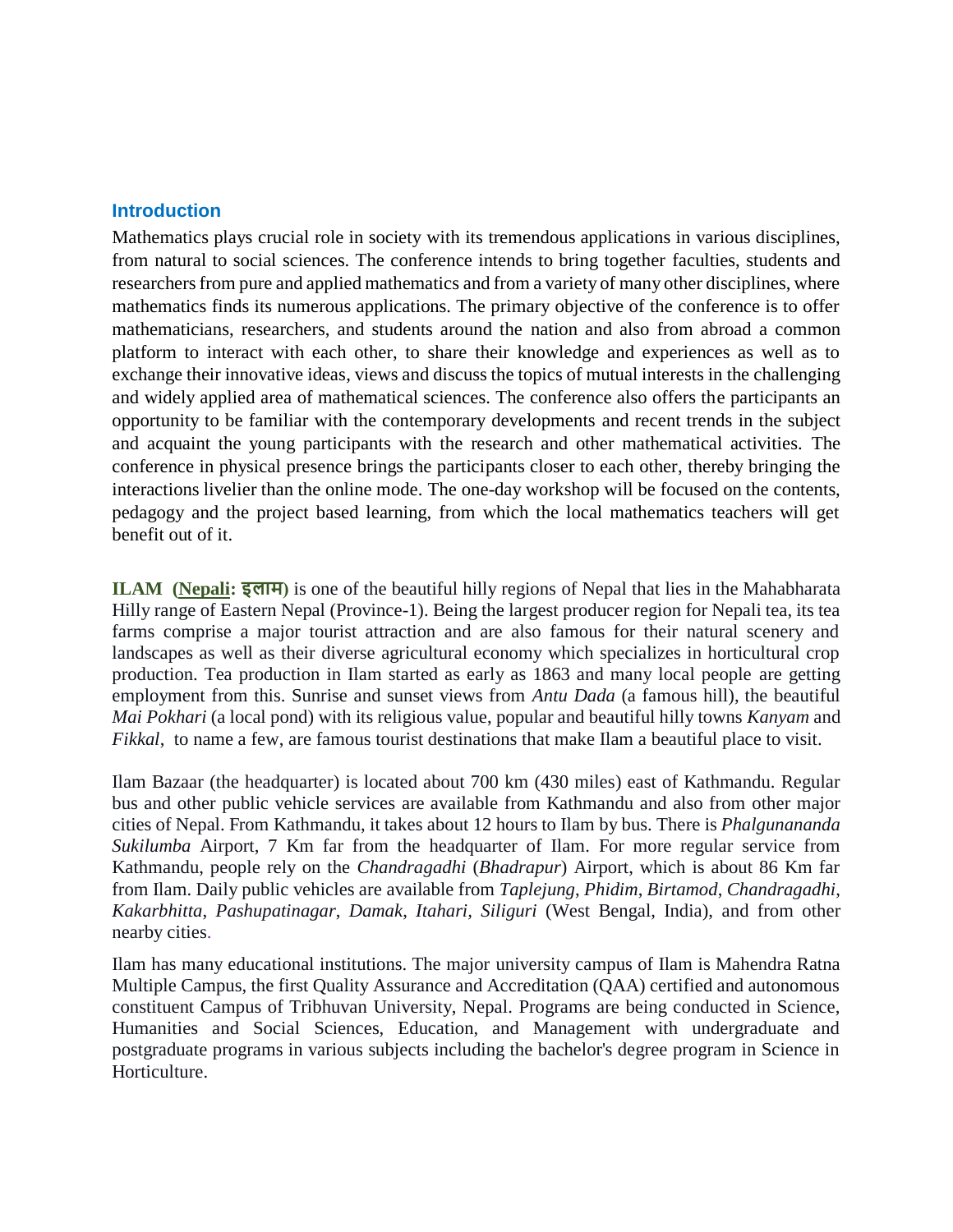## Introduction

Mathematics plays crucial role in society with its tremendous applications in various disciplines, from natural to social sciences. The conference intends to bring together faculties, students and researchers from pure and applied mathematics and from a variety of many other disciplines, where mathematics finds its numerous applications. The primary objective of the conference is to offer mathematicians, researchers, and students around the nation and also from abroad a common platform to interact with each other, to share their knowledge and experiences as well as to exchange their innovative ideas, views and discuss the topics of mutual interests in the challenging and widely applied area of mathematical sciences. The conference also offers the participants an opportunity to be familiar with the contemporary developments and recent trends in the subject and acquaint the young participants with the research and other mathematical activities. The conference in physical presence brings the participants closer to each other, thereby bringing the interactions livelier than the online mode. The one-day workshop will be focused on the contents, pedagogy and the project based learning, from which the local mathematics teachers will get benefit out of it.

**ILAM (Nepali: इलाम)** is one of the beautiful hilly regions of Nepal that lies in the Mahabharata Hilly range of Eastern Nepal (Province-1). Being the largest producer region for Nepali tea, its tea farms comprise a major tourist attraction and are also famous for their natural scenery and landscapes as well as their diverse agricultural economy which specializes in horticultural crop production. Tea production in Ilam started as early as 1863 and many local people are getting employment from this. Sunrise and sunset views from *Antu Dada* (a famous hill), the beautiful *Mai Pokhari* (a local pond) with its religious value, popular and beautiful hilly towns *Kanyam* and *Fikkal*, to name a few, are famous tourist destinations that make Ilam a beautiful place to visit.

Ilam Bazaar (the headquarter) is located about 700 km (430 miles) east of Kathmandu. Regular bus and other public vehicle services are available from Kathmandu and also from other major cities of Nepal. From Kathmandu, it takes about 12 hours to Ilam by bus. There is *Phalgunananda Sukilumba* Airport, 7 Km far from the headquarter of Ilam. For more regular service from Kathmandu, people rely on the *Chandragadhi* (*Bhadrapur*) Airport, which is about 86 Km far from Ilam. Daily public vehicles are available from *Taplejung*, *Phidim*, *Birtamod*, *Chandragadhi*, *Kakarbhitta*, *Pashupatinagar*, *Damak*, *Itahari*, *Siliguri* (West Bengal, India), and from other nearby cities.

Ilam has many educational institutions. The major university campus of Ilam is Mahendra Ratna Multiple Campus, the first Quality Assurance and Accreditation (QAA) certified and autonomous constituent Campus of Tribhuvan University, Nepal. Programs are being conducted in Science, Humanities and Social Sciences, Education, and Management with undergraduate and postgraduate programs in various subjects including the bachelor's degree program in Science in Horticulture.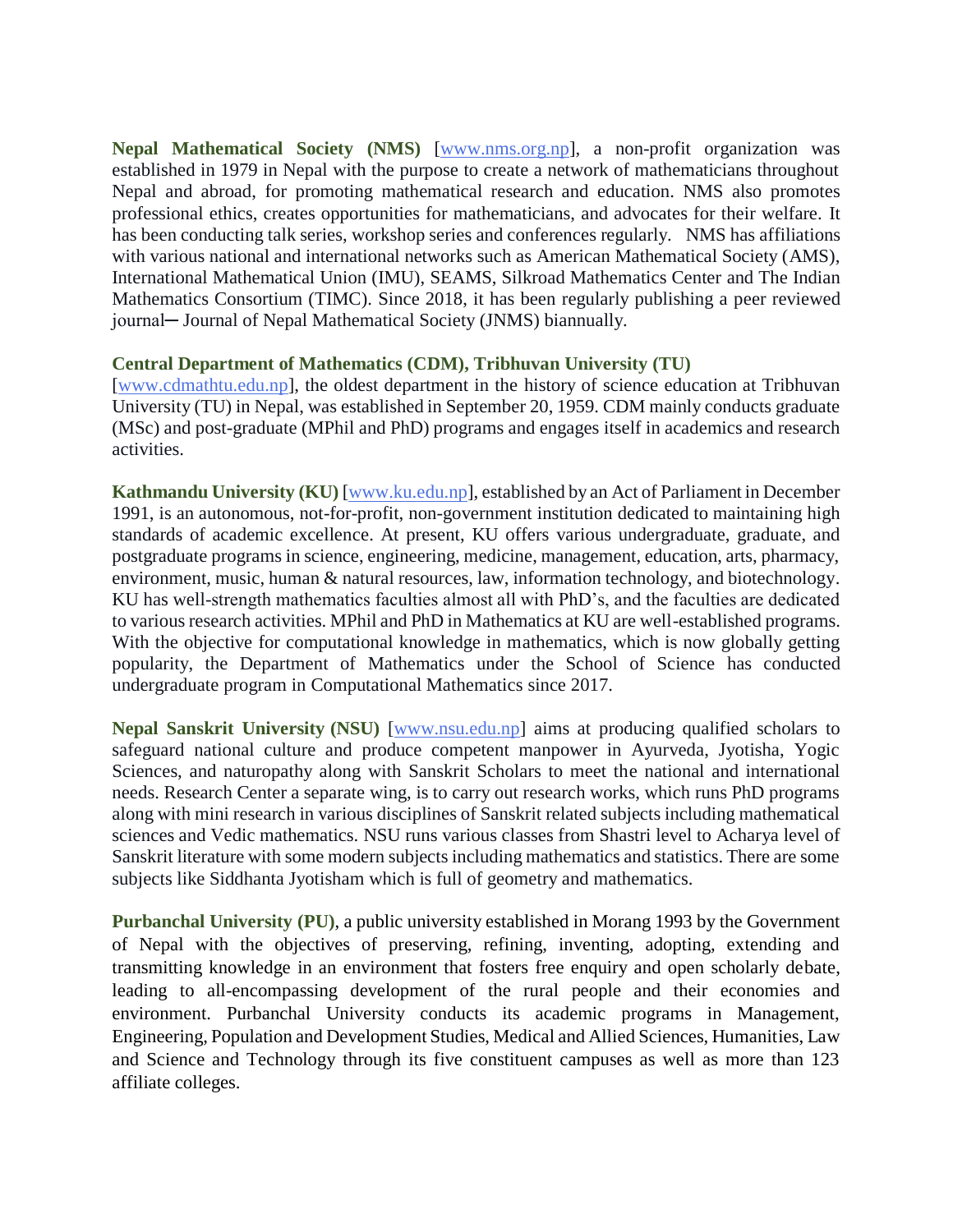**Nepal Mathematical Society (NMS)** [www.nms.org.np], a non-profit organization was established in 1979 in Nepal with the purpose to create a network of mathematicians throughout Nepal and abroad, for promoting mathematical research and education. NMS also promotes professional ethics, creates opportunities for mathematicians, and advocates for their welfare. It has been conducting talk series, workshop series and conferences regularly. NMS has affiliations with various national and international networks such as American Mathematical Society (AMS), International Mathematical Union (IMU), SEAMS, Silkroad Mathematics Center and The Indian Mathematics Consortium (TIMC). Since 2018, it has been regularly publishing a peer reviewed journal─ Journal of Nepal Mathematical Society (JNMS) biannually.

**Central Department of Mathematics (CDM), Tribhuvan University (TU)** [www.cdmathtu.edu.np], the oldest department in the history of science education at Tribhuvan University (TU) in Nepal, was established in September 20, 1959. CDM mainly conducts graduate (MSc) and post-graduate (MPhil and PhD) programs and engages itself in academics and research activities.

**Kathmandu University (KU)** [www.ku.edu.np], established by an Act of Parliament in December 1991, is an autonomous, not-for-profit, non-government institution dedicated to maintaining high standards of academic excellence. At present, KU offers various undergraduate, graduate, and postgraduate programs in science, engineering, medicine, management, education, arts, pharmacy, environment, music, human & natural resources, law, information technology, and biotechnology. KU has well-strength mathematics faculties almost all with PhD's, and the faculties are dedicated to various research activities. MPhil and PhD in Mathematics at KU are well-established programs. With the objective for computational knowledge in mathematics, which is now globally getting popularity, the Department of Mathematics under the School of Science has conducted undergraduate program in Computational Mathematics since 2017.

**Nepal Sanskrit University (NSU)** [www.nsu.edu.np] aims at producing qualified scholars to safeguard national culture and produce competent manpower in Ayurveda, Jyotisha, Yogic Sciences, and naturopathy along with Sanskrit Scholars to meet the national and international needs. Research Center a separate wing, is to carry out research works, which runs PhD programs along with mini research in various disciplines of Sanskrit related subjects including mathematical sciences and Vedic mathematics. NSU runs various classes from Shastri level to Acharya level of Sanskrit literature with some modern subjects including mathematics and statistics. There are some subjects like Siddhanta Jyotisham which is full of geometry and mathematics.

**Purbanchal University (PU)**, a public university established in Morang 1993 by the Government of Nepal with the objectives of preserving, refining, inventing, adopting, extending and transmitting knowledge in an environment that fosters free enquiry and open scholarly debate, leading to all-encompassing development of the rural people and their economies and environment. Purbanchal University conducts its academic programs in Management, Engineering, Population and Development Studies, Medical and Allied Sciences, Humanities, Law and Science and Technology through its five constituent campuses as well as more than 123 affiliate colleges.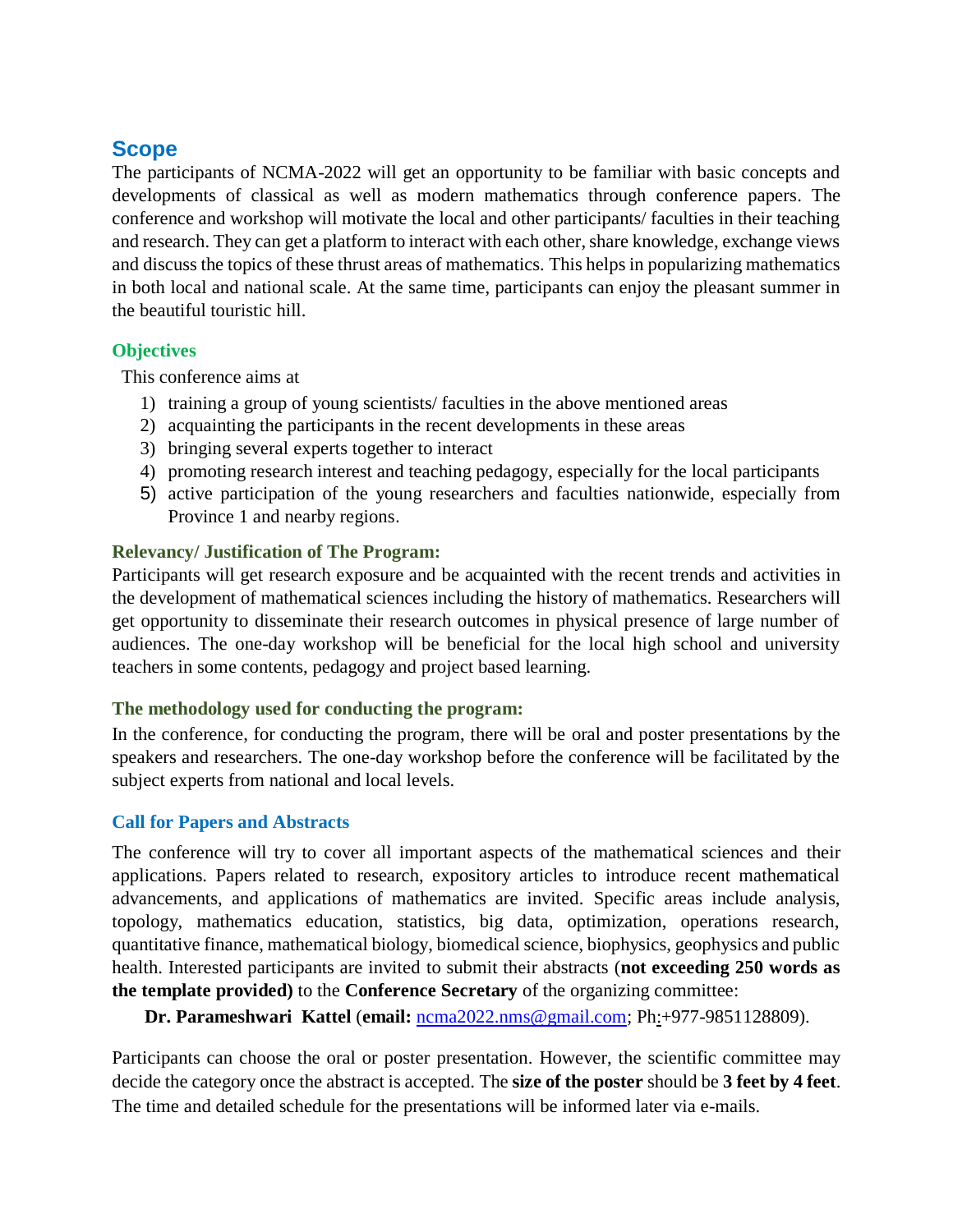## Scope

The participants of NCMA-2022 will get an opportunity to be familiar with basic concepts and developments of classical as well as modern mathematics through conference papers. The conference and workshop will motivate the local and other participants/ faculties in their teaching and research. They can get a platform to interact with each other, share knowledge, exchange views and discuss the topics of these thrust areas of mathematics. This helps in popularizing mathematics in both local and national scale. At the same time, participants can enjoy the pleasant summer in the beautiful touristic hill.

### Objectives

This conference aims at

1) training a group of young scientists/ faculties in the above mentioned areas
2) acquainting the participants in the recent developments in these areas
3) bringing several experts together to interact
4) promoting research interest and teaching pedagogy, especially for the local participants
5) active participation of the young researchers and faculties nationwide, especially from Province 1 and nearby regions.

### Relevancy/ Justification of The Program:

Participants will get research exposure and be acquainted with the recent trends and activities in the development of mathematical sciences including the history of mathematics. Researchers will get opportunity to disseminate their research outcomes in physical presence of large number of audiences. The one-day workshop will be beneficial for the local high school and university teachers in some contents, pedagogy and project based learning.

### The methodology used for conducting the program:

In the conference, for conducting the program, there will be oral and poster presentations by the speakers and researchers. The one-day workshop before the conference will be facilitated by the subject experts from national and local levels.

### Call for Papers and Abstracts

The conference will try to cover all important aspects of the mathematical sciences and their applications. Papers related to research, expository articles to introduce recent mathematical advancements, and applications of mathematics are invited. Specific areas include analysis, topology, mathematics education, statistics, big data, optimization, operations research, quantitative finance, mathematical biology, biomedical science, biophysics, geophysics and public health. Interested participants are invited to submit their abstracts (**not exceeding 250 words as the template provided)** to the **Conference Secretary** of the organizing committee:

**Dr. Parameshwari Kattel** (**email:** ncma2022.nms@gmail.com; Ph:+977-9851128809).

Participants can choose the oral or poster presentation. However, the scientific committee may decide the category once the abstract is accepted. The **size of the poster** should be **3 feet by 4 feet**. The time and detailed schedule for the presentations will be informed later via e-mails.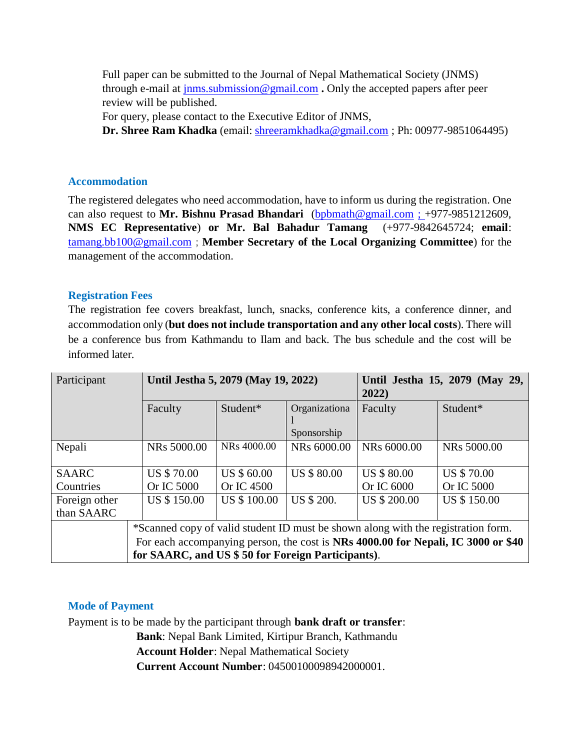Full paper can be submitted to the Journal of Nepal Mathematical Society (JNMS) through e-mail at jnms.submission@gmail.com **.** Only the accepted papers after peer review will be published.
For query, please contact to the Executive Editor of JNMS,
**Dr. Shree Ram Khadka** (email: shreeramkhadka@gmail.com ; Ph: 00977-9851064495)

### Accommodation

The registered delegates who need accommodation, have to inform us during the registration. One can also request to **Mr. Bishnu Prasad Bhandari** (bpbmath@gmail.com ; +977-9851212609, **NMS EC Representative**) **or Mr. Bal Bahadur Tamang** (+977-9842645724; **email**: tamang.bb100@gmail.com ; **Member Secretary of the Local Organizing Committee**) for the management of the accommodation.

### Registration Fees

The registration fee covers breakfast, lunch, snacks, conference kits, a conference dinner, and accommodation only (**but does not include transportation and any other local costs**). There will be a conference bus from Kathmandu to Ilam and back. The bus schedule and the cost will be informed later.

| Participant | **Until Jestha 5, 2079 (May 19, 2022)** | | | **Until Jestha 15, 2079 (May 29, 2022)** | |
|---|---|---|---|---|---|
| | Faculty | Student* | Organizational Sponsorship | Faculty | Student* |
| Nepali | NRs 5000.00 | NRs 4000.00 | NRs 6000.00 | NRs 6000.00 | NRs 5000.00 |
| SAARC Countries | US $ 70.00 Or IC 5000 | US $ 60.00 Or IC 4500 | US $ 80.00 | US $ 80.00 Or IC 6000 | US $ 70.00 Or IC 5000 |
| Foreign other than SAARC | US $ 150.00 | US $ 100.00 | US $ 200. | US $ 200.00 | US $ 150.00 |
| | *Scanned copy of valid student ID must be shown along with the registration form. For each accompanying person, the cost is **NRs 4000.00 for Nepali, IC 3000 or $40 for SAARC, and US $ 50 for Foreign Participants)**. | | | | |

### Mode of Payment

Payment is to be made by the participant through **bank draft or transfer**:

**Bank**: Nepal Bank Limited, Kirtipur Branch, Kathmandu
**Account Holder**: Nepal Mathematical Society
**Current Account Number**: 04500100098942000001.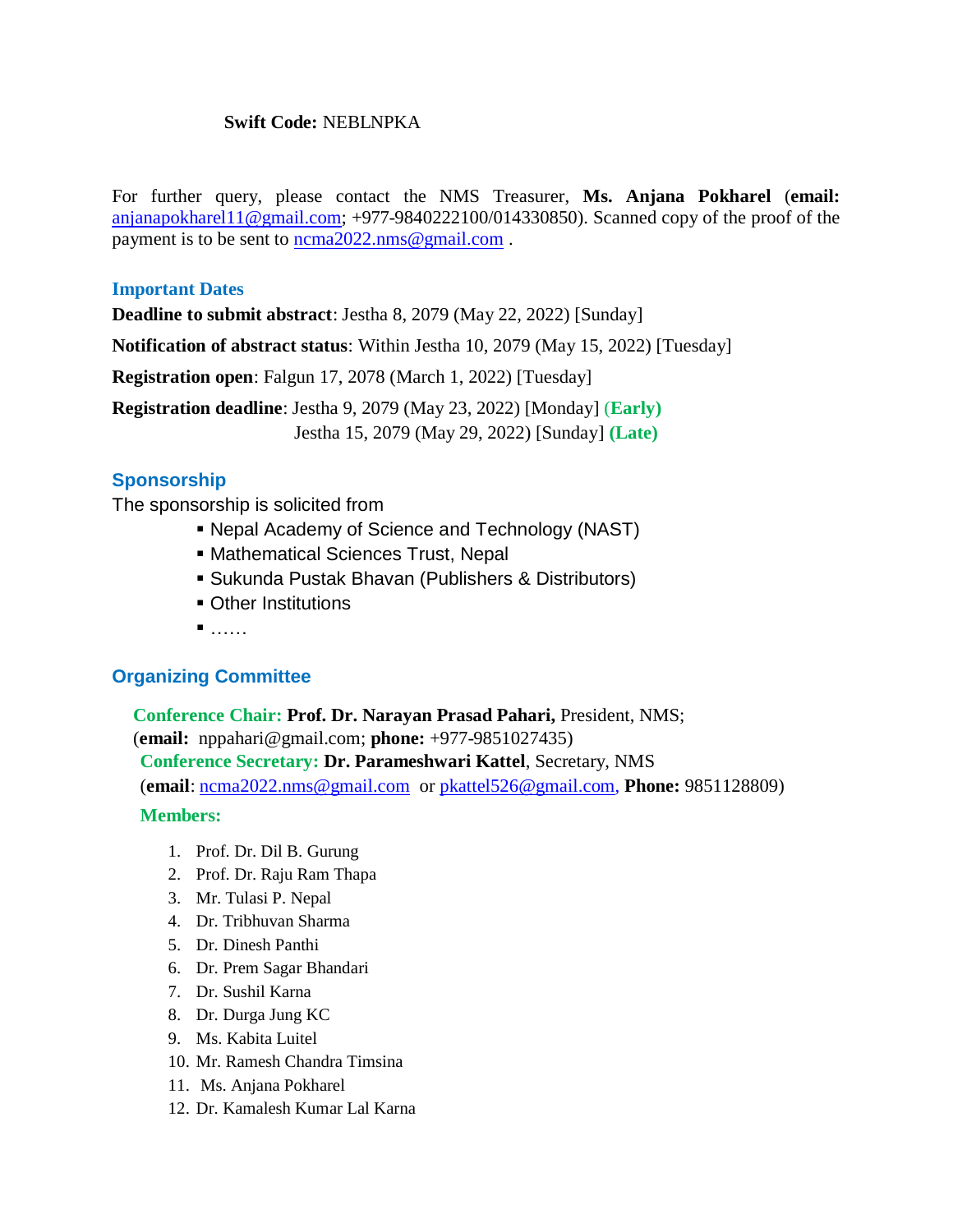**Swift Code:** NEBLNPKA

For further query, please contact the NMS Treasurer, **Ms. Anjana Pokharel** (**email:** anjanapokharel11@gmail.com; +977-9840222100/014330850). Scanned copy of the proof of the payment is to be sent to ncma2022.nms@gmail.com .

### Important Dates

**Deadline to submit abstract**: Jestha 8, 2079 (May 22, 2022) [Sunday]

**Notification of abstract status**: Within Jestha 10, 2079 (May 15, 2022) [Tuesday]

**Registration open**: Falgun 17, 2078 (March 1, 2022) [Tuesday]

**Registration deadline**: Jestha 9, 2079 (May 23, 2022) [Monday] **(Early)**
Jestha 15, 2079 (May 29, 2022) [Sunday] **(Late)**

### Sponsorship

The sponsorship is solicited from

- Nepal Academy of Science and Technology (NAST)
- Mathematical Sciences Trust, Nepal
- Sukunda Pustak Bhavan (Publishers & Distributors)
- Other Institutions
- ……

### Organizing Committee

**Conference Chair:** **Prof. Dr. Narayan Prasad Pahari,** President, NMS;
(**email:** nppahari@gmail.com; **phone:** +977-9851027435)

**Conference Secretary:** **Dr. Parameshwari Kattel**, Secretary, NMS
(**email**: ncma2022.nms@gmail.com or pkattel526@gmail.com, **Phone:** 9851128809)

**Members:**

1. Prof. Dr. Dil B. Gurung
2. Prof. Dr. Raju Ram Thapa
3. Mr. Tulasi P. Nepal
4. Dr. Tribhuvan Sharma
5. Dr. Dinesh Panthi
6. Dr. Prem Sagar Bhandari
7. Dr. Sushil Karna
8. Dr. Durga Jung KC
9. Ms. Kabita Luitel
10. Mr. Ramesh Chandra Timsina
11. Ms. Anjana Pokharel
12. Dr. Kamalesh Kumar Lal Karna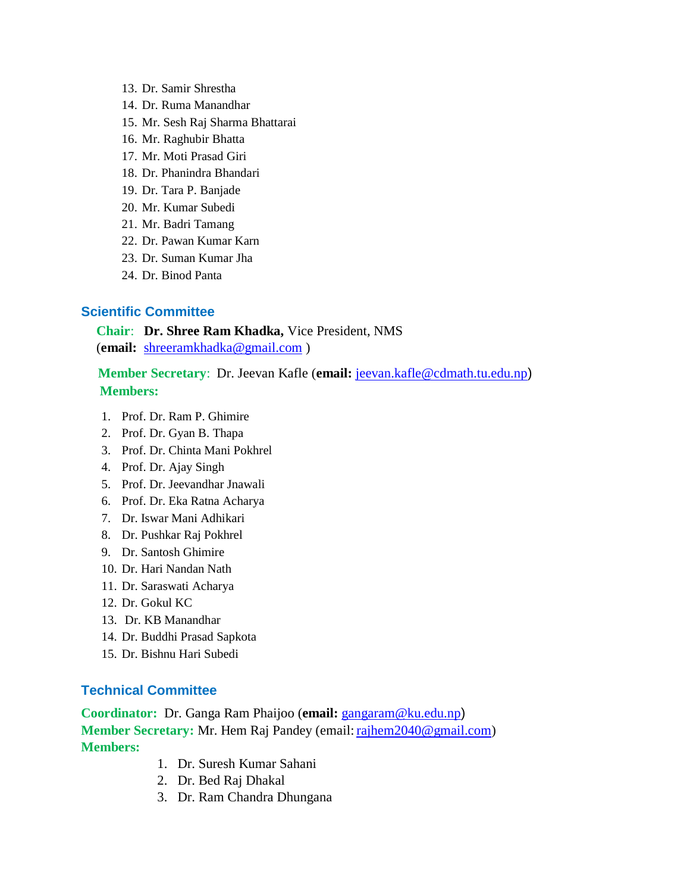13. Dr. Samir Shrestha
14. Dr. Ruma Manandhar
15. Mr. Sesh Raj Sharma Bhattarai
16. Mr. Raghubir Bhatta
17. Mr. Moti Prasad Giri
18. Dr. Phanindra Bhandari
19. Dr. Tara P. Banjade
20. Mr. Kumar Subedi
21. Mr. Badri Tamang
22. Dr. Pawan Kumar Karn
23. Dr. Suman Kumar Jha
24. Dr. Binod Panta

## Scientific Committee

**Chair**: **Dr. Shree Ram Khadka,** Vice President, NMS (**email:** shreeramkhadka@gmail.com )

**Member Secretary**: Dr. Jeevan Kafle (**email:** jeevan.kafle@cdmath.tu.edu.np)

**Members:**

1. Prof. Dr. Ram P. Ghimire
2. Prof. Dr. Gyan B. Thapa
3. Prof. Dr. Chinta Mani Pokhrel
4. Prof. Dr. Ajay Singh
5. Prof. Dr. Jeevandhar Jnawali
6. Prof. Dr. Eka Ratna Acharya
7. Dr. Iswar Mani Adhikari
8. Dr. Pushkar Raj Pokhrel
9. Dr. Santosh Ghimire
10. Dr. Hari Nandan Nath
11. Dr. Saraswati Acharya
12. Dr. Gokul KC
13. Dr. KB Manandhar
14. Dr. Buddhi Prasad Sapkota
15. Dr. Bishnu Hari Subedi

## Technical Committee

**Coordinator:** Dr. Ganga Ram Phaijoo (**email:** gangaram@ku.edu.np)
**Member Secretary:** Mr. Hem Raj Pandey (email: rajhem2040@gmail.com)
**Members:**

1. Dr. Suresh Kumar Sahani
2. Dr. Bed Raj Dhakal
3. Dr. Ram Chandra Dhungana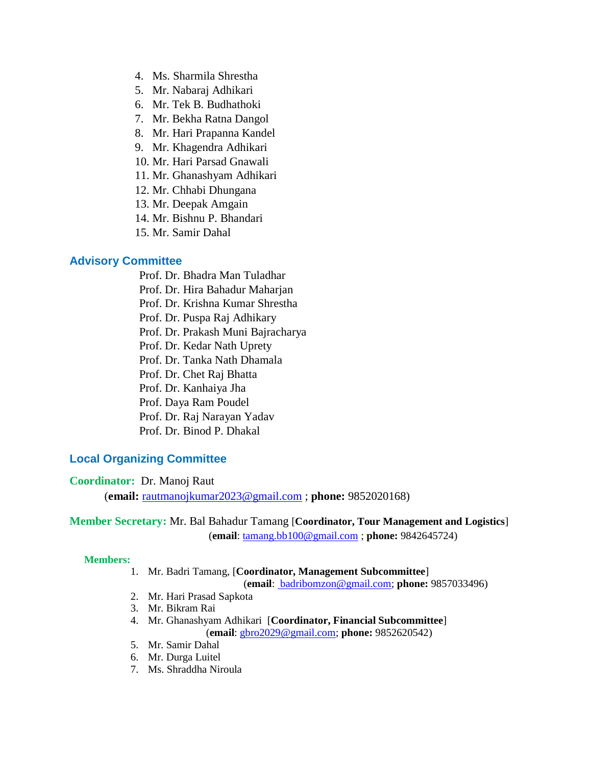4. Ms. Sharmila Shrestha
5. Mr. Nabaraj Adhikari
6. Mr. Tek B. Budhathoki
7. Mr. Bekha Ratna Dangol
8. Mr. Hari Prapanna Kandel
9. Mr. Khagendra Adhikari
10. Mr. Hari Parsad Gnawali
11. Mr. Ghanashyam Adhikari
12. Mr. Chhabi Dhungana
13. Mr. Deepak Amgain
14. Mr. Bishnu P. Bhandari
15. Mr. Samir Dahal

## Advisory Committee

Prof. Dr. Bhadra Man Tuladhar
Prof. Dr. Hira Bahadur Maharjan
Prof. Dr. Krishna Kumar Shrestha
Prof. Dr. Puspa Raj Adhikary
Prof. Dr. Prakash Muni Bajracharya
Prof. Dr. Kedar Nath Uprety
Prof. Dr. Tanka Nath Dhamala
Prof. Dr. Chet Raj Bhatta
Prof. Dr. Kanhaiya Jha
Prof. Daya Ram Poudel
Prof. Dr. Raj Narayan Yadav
Prof. Dr. Binod P. Dhakal

## Local Organizing Committee

**Coordinator:** Dr. Manoj Raut
(**email:** rautmanojkumar2023@gmail.com ; **phone:** 9852020168)

**Member Secretary:** Mr. Bal Bahadur Tamang [**Coordinator, Tour Management and Logistics**]
(**email**: tamang.bb100@gmail.com ; **phone:** 9842645724)

**Members:**

1. Mr. Badri Tamang, [**Coordinator, Management Subcommittee**]
   (**email**: badribomzon@gmail.com; **phone:** 9857033496)
2. Mr. Hari Prasad Sapkota
3. Mr. Bikram Rai
4. Mr. Ghanashyam Adhikari [**Coordinator, Financial Subcommittee**]
   (**email**: gbro2029@gmail.com; **phone:** 9852620542)
5. Mr. Samir Dahal
6. Mr. Durga Luitel
7. Ms. Shraddha Niroula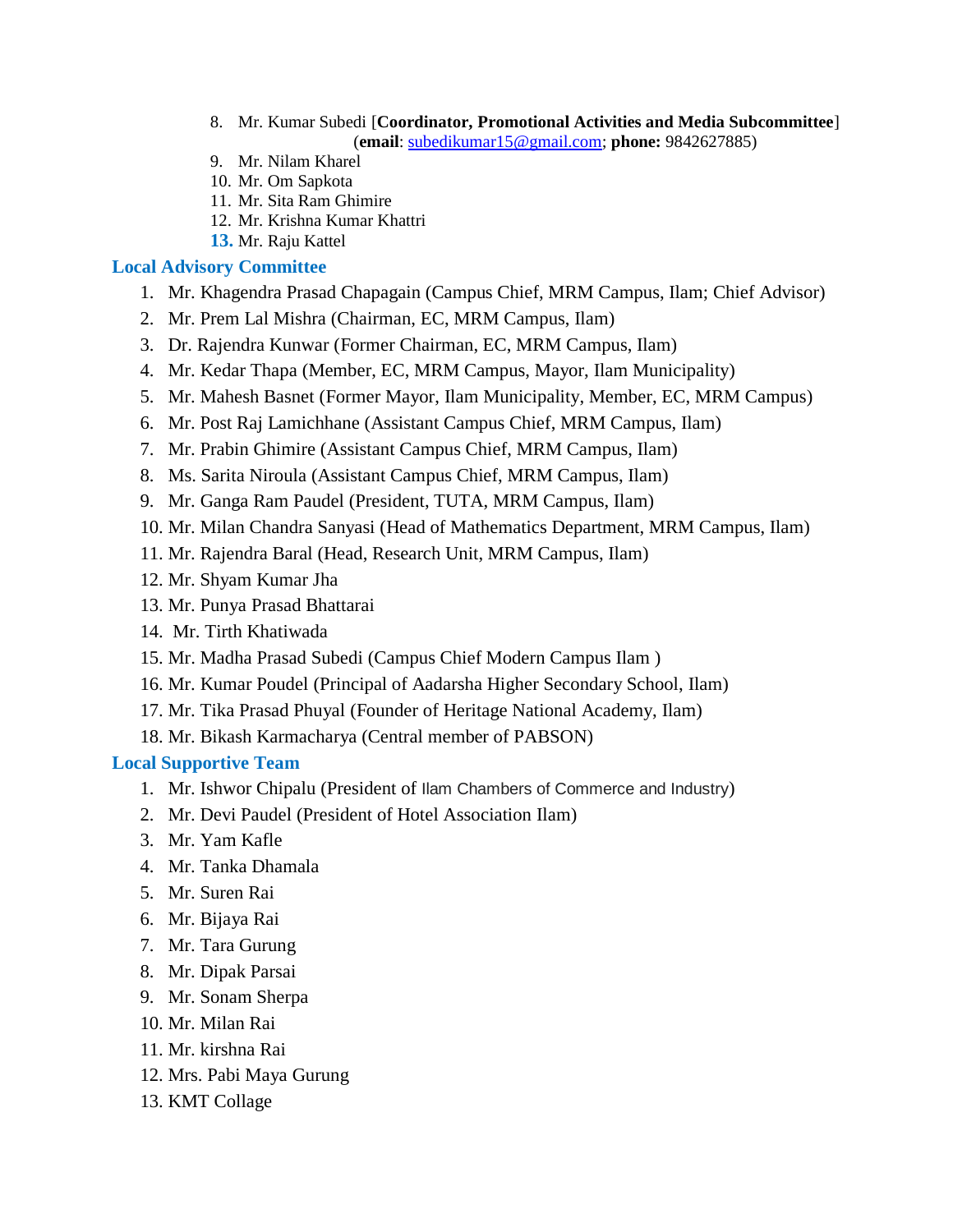8. Mr. Kumar Subedi [**Coordinator, Promotional Activities and Media Subcommittee**]
   (**email**: subedikumar15@gmail.com; **phone:** 9842627885)
9. Mr. Nilam Kharel
10. Mr. Om Sapkota
11. Mr. Sita Ram Ghimire
12. Mr. Krishna Kumar Khattri
13. Mr. Raju Kattel

## Local Advisory Committee

1. Mr. Khagendra Prasad Chapagain (Campus Chief, MRM Campus, Ilam; Chief Advisor)
2. Mr. Prem Lal Mishra (Chairman, EC, MRM Campus, Ilam)
3. Dr. Rajendra Kunwar (Former Chairman, EC, MRM Campus, Ilam)
4. Mr. Kedar Thapa (Member, EC, MRM Campus, Mayor, Ilam Municipality)
5. Mr. Mahesh Basnet (Former Mayor, Ilam Municipality, Member, EC, MRM Campus)
6. Mr. Post Raj Lamichhane (Assistant Campus Chief, MRM Campus, Ilam)
7. Mr. Prabin Ghimire (Assistant Campus Chief, MRM Campus, Ilam)
8. Ms. Sarita Niroula (Assistant Campus Chief, MRM Campus, Ilam)
9. Mr. Ganga Ram Paudel (President, TUTA, MRM Campus, Ilam)
10. Mr. Milan Chandra Sanyasi (Head of Mathematics Department, MRM Campus, Ilam)
11. Mr. Rajendra Baral (Head, Research Unit, MRM Campus, Ilam)
12. Mr. Shyam Kumar Jha
13. Mr. Punya Prasad Bhattarai
14. Mr. Tirth Khatiwada
15. Mr. Madha Prasad Subedi (Campus Chief Modern Campus Ilam )
16. Mr. Kumar Poudel (Principal of Aadarsha Higher Secondary School, Ilam)
17. Mr. Tika Prasad Phuyal (Founder of Heritage National Academy, Ilam)
18. Mr. Bikash Karmacharya (Central member of PABSON)

## Local Supportive Team

1. Mr. Ishwor Chipalu (President of Ilam Chambers of Commerce and Industry)
2. Mr. Devi Paudel (President of Hotel Association Ilam)
3. Mr. Yam Kafle
4. Mr. Tanka Dhamala
5. Mr. Suren Rai
6. Mr. Bijaya Rai
7. Mr. Tara Gurung
8. Mr. Dipak Parsai
9. Mr. Sonam Sherpa
10. Mr. Milan Rai
11. Mr. kirshna Rai
12. Mrs. Pabi Maya Gurung
13. KMT Collage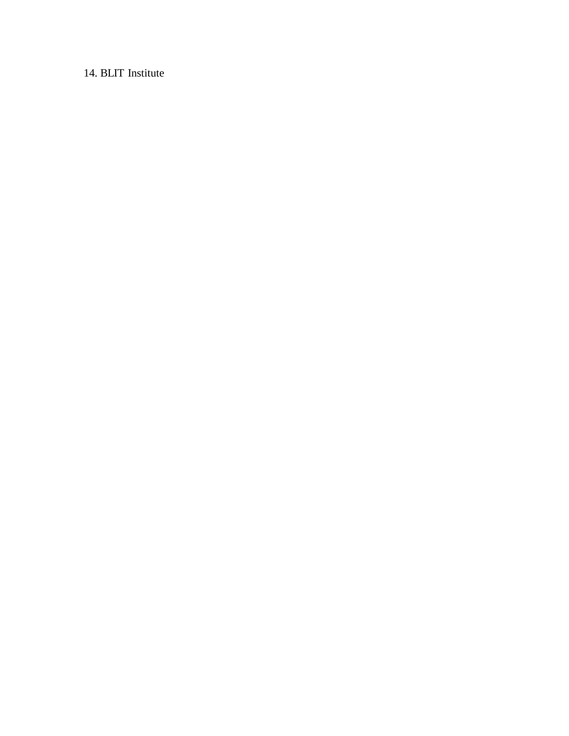14. BLIT Institute